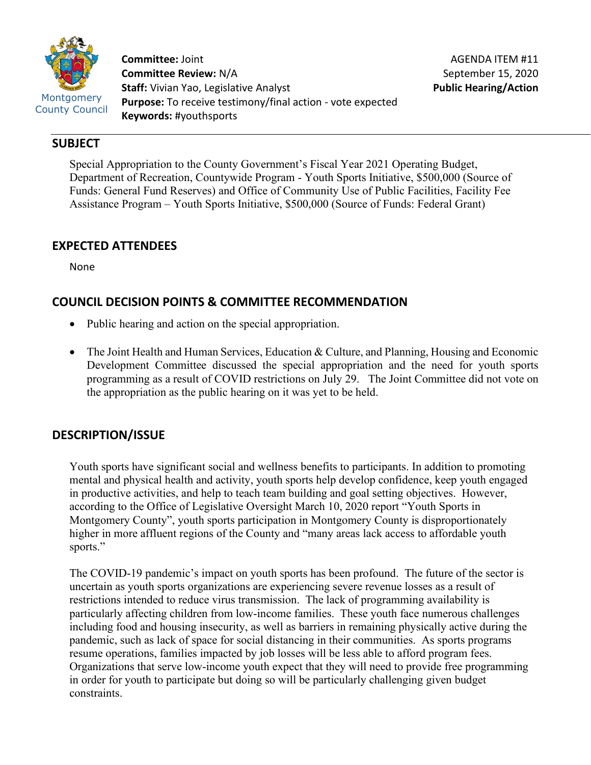Montgomery County Council

**Committee:** Joint
**Committee Review:** N/A
**Staff:** Vivian Yao, Legislative Analyst
**Purpose:** To receive testimony/final action - vote expected
**Keywords:** #youthsports

AGENDA ITEM #11
September 15, 2020
**Public Hearing/Action**

## SUBJECT

Special Appropriation to the County Government's Fiscal Year 2021 Operating Budget, Department of Recreation, Countywide Program - Youth Sports Initiative, $500,000 (Source of Funds: General Fund Reserves) and Office of Community Use of Public Facilities, Facility Fee Assistance Program – Youth Sports Initiative, $500,000 (Source of Funds: Federal Grant)

## EXPECTED ATTENDEES

None

## COUNCIL DECISION POINTS & COMMITTEE RECOMMENDATION

- Public hearing and action on the special appropriation.
- The Joint Health and Human Services, Education & Culture, and Planning, Housing and Economic Development Committee discussed the special appropriation and the need for youth sports programming as a result of COVID restrictions on July 29. The Joint Committee did not vote on the appropriation as the public hearing on it was yet to be held.

## DESCRIPTION/ISSUE

Youth sports have significant social and wellness benefits to participants. In addition to promoting mental and physical health and activity, youth sports help develop confidence, keep youth engaged in productive activities, and help to teach team building and goal setting objectives. However, according to the Office of Legislative Oversight March 10, 2020 report "Youth Sports in Montgomery County", youth sports participation in Montgomery County is disproportionately higher in more affluent regions of the County and "many areas lack access to affordable youth sports."

The COVID-19 pandemic's impact on youth sports has been profound. The future of the sector is uncertain as youth sports organizations are experiencing severe revenue losses as a result of restrictions intended to reduce virus transmission. The lack of programming availability is particularly affecting children from low-income families. These youth face numerous challenges including food and housing insecurity, as well as barriers in remaining physically active during the pandemic, such as lack of space for social distancing in their communities. As sports programs resume operations, families impacted by job losses will be less able to afford program fees. Organizations that serve low-income youth expect that they will need to provide free programming in order for youth to participate but doing so will be particularly challenging given budget constraints.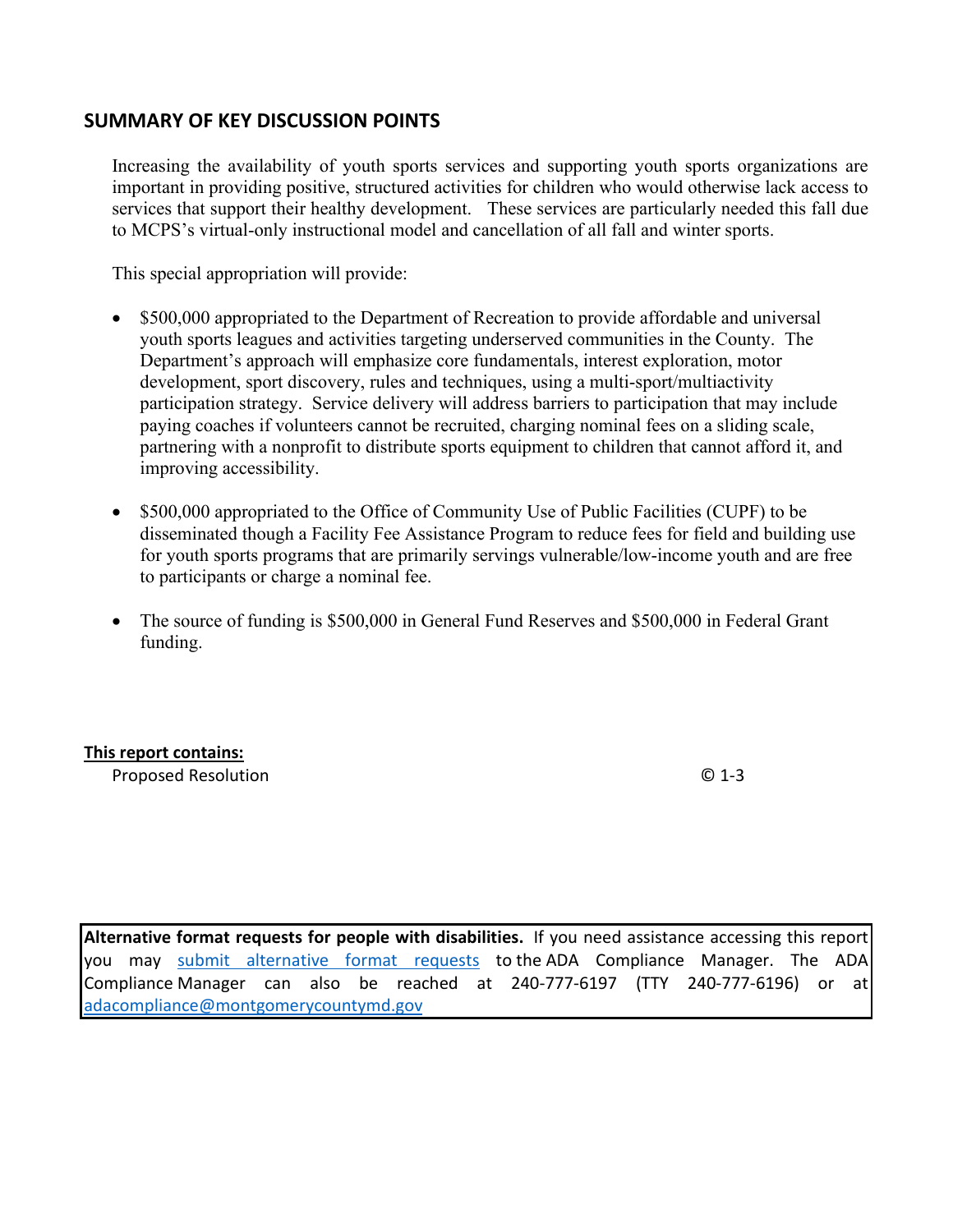## SUMMARY OF KEY DISCUSSION POINTS

Increasing the availability of youth sports services and supporting youth sports organizations are important in providing positive, structured activities for children who would otherwise lack access to services that support their healthy development. These services are particularly needed this fall due to MCPS's virtual-only instructional model and cancellation of all fall and winter sports.

This special appropriation will provide:

- $500,000 appropriated to the Department of Recreation to provide affordable and universal youth sports leagues and activities targeting underserved communities in the County. The Department's approach will emphasize core fundamentals, interest exploration, motor development, sport discovery, rules and techniques, using a multi-sport/multiactivity participation strategy. Service delivery will address barriers to participation that may include paying coaches if volunteers cannot be recruited, charging nominal fees on a sliding scale, partnering with a nonprofit to distribute sports equipment to children that cannot afford it, and improving accessibility.

- $500,000 appropriated to the Office of Community Use of Public Facilities (CUPF) to be disseminated though a Facility Fee Assistance Program to reduce fees for field and building use for youth sports programs that are primarily servings vulnerable/low-income youth and are free to participants or charge a nominal fee.

- The source of funding is $500,000 in General Fund Reserves and $500,000 in Federal Grant funding.

**This report contains:**

| | |
|---|---|
| Proposed Resolution | © 1-3 |

**Alternative format requests for people with disabilities.** If you need assistance accessing this report you may submit alternative format requests to the ADA Compliance Manager. The ADA Compliance Manager can also be reached at 240-777-6197 (TTY 240-777-6196) or at adacompliance@montgomerycountymd.gov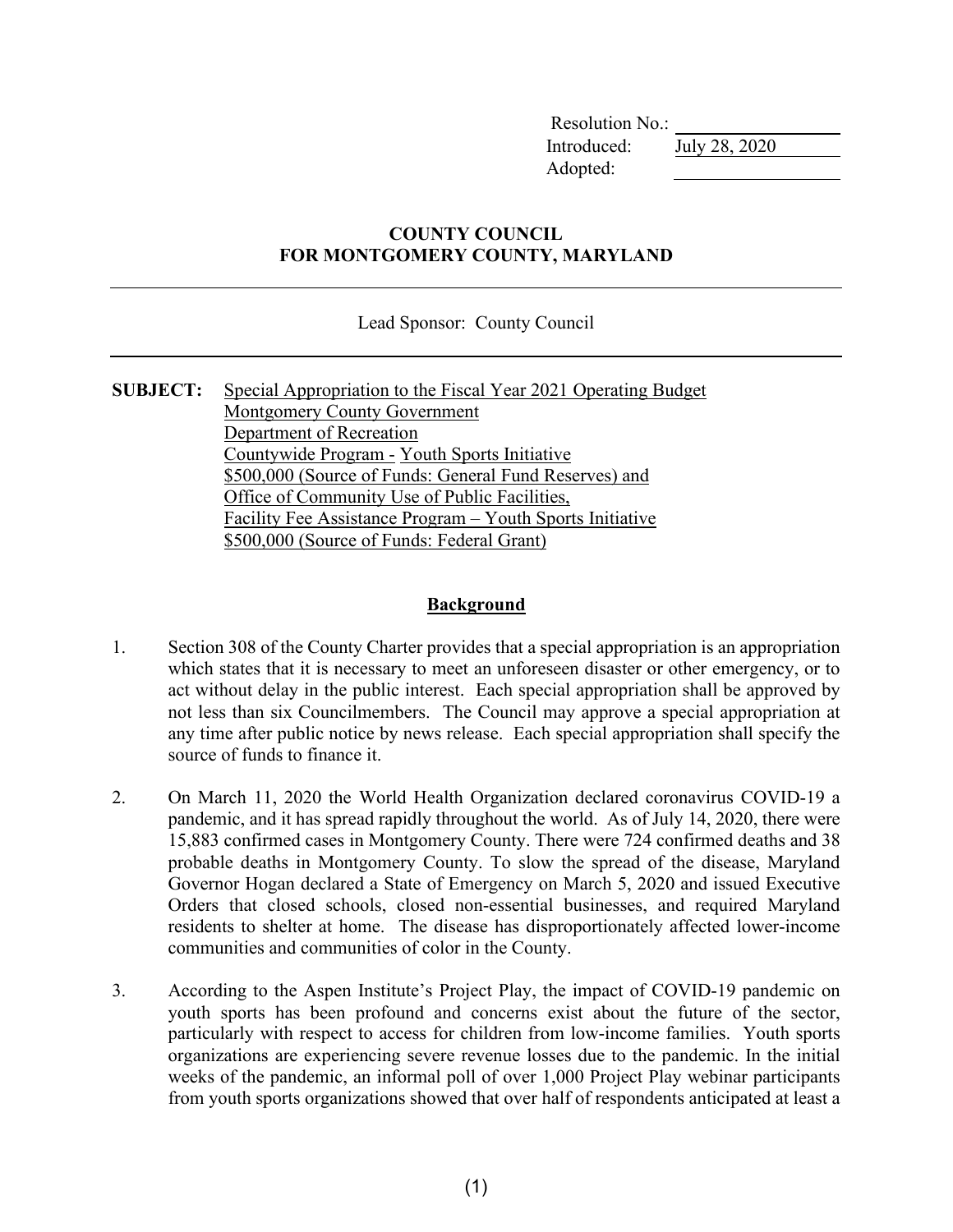Resolution No.: 
Introduced: July 28, 2020
Adopted: 

**COUNTY COUNCIL**
**FOR MONTGOMERY COUNTY, MARYLAND**

---

Lead Sponsor: County Council

---

**SUBJECT:** Special Appropriation to the Fiscal Year 2021 Operating Budget
Montgomery County Government
Department of Recreation
Countywide Program - Youth Sports Initiative
$500,000 (Source of Funds: General Fund Reserves) and
Office of Community Use of Public Facilities,
Facility Fee Assistance Program – Youth Sports Initiative
$500,000 (Source of Funds: Federal Grant)

## Background

1. Section 308 of the County Charter provides that a special appropriation is an appropriation which states that it is necessary to meet an unforeseen disaster or other emergency, or to act without delay in the public interest. Each special appropriation shall be approved by not less than six Councilmembers. The Council may approve a special appropriation at any time after public notice by news release. Each special appropriation shall specify the source of funds to finance it.

2. On March 11, 2020 the World Health Organization declared coronavirus COVID-19 a pandemic, and it has spread rapidly throughout the world. As of July 14, 2020, there were 15,883 confirmed cases in Montgomery County. There were 724 confirmed deaths and 38 probable deaths in Montgomery County. To slow the spread of the disease, Maryland Governor Hogan declared a State of Emergency on March 5, 2020 and issued Executive Orders that closed schools, closed non-essential businesses, and required Maryland residents to shelter at home. The disease has disproportionately affected lower-income communities and communities of color in the County.

3. According to the Aspen Institute's Project Play, the impact of COVID-19 pandemic on youth sports has been profound and concerns exist about the future of the sector, particularly with respect to access for children from low-income families. Youth sports organizations are experiencing severe revenue losses due to the pandemic. In the initial weeks of the pandemic, an informal poll of over 1,000 Project Play webinar participants from youth sports organizations showed that over half of respondents anticipated at least a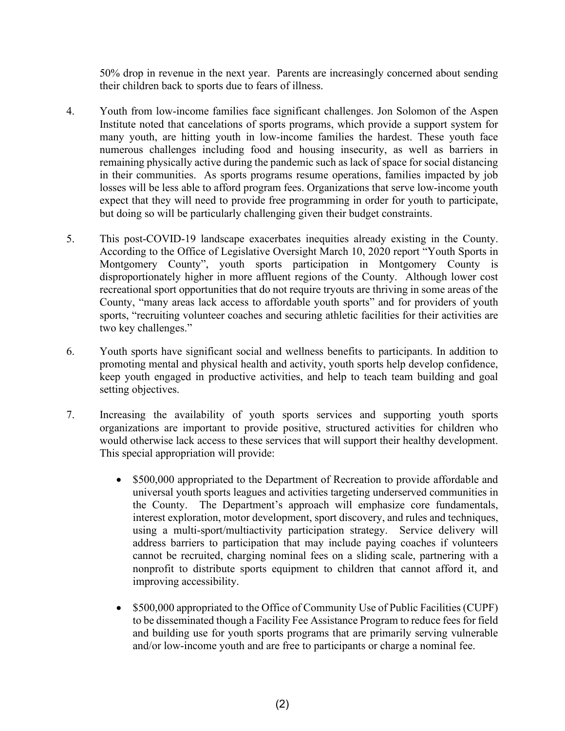50% drop in revenue in the next year. Parents are increasingly concerned about sending their children back to sports due to fears of illness.

4. Youth from low-income families face significant challenges. Jon Solomon of the Aspen Institute noted that cancelations of sports programs, which provide a support system for many youth, are hitting youth in low-income families the hardest. These youth face numerous challenges including food and housing insecurity, as well as barriers in remaining physically active during the pandemic such as lack of space for social distancing in their communities. As sports programs resume operations, families impacted by job losses will be less able to afford program fees. Organizations that serve low-income youth expect that they will need to provide free programming in order for youth to participate, but doing so will be particularly challenging given their budget constraints.

5. This post-COVID-19 landscape exacerbates inequities already existing in the County. According to the Office of Legislative Oversight March 10, 2020 report "Youth Sports in Montgomery County", youth sports participation in Montgomery County is disproportionately higher in more affluent regions of the County. Although lower cost recreational sport opportunities that do not require tryouts are thriving in some areas of the County, "many areas lack access to affordable youth sports" and for providers of youth sports, "recruiting volunteer coaches and securing athletic facilities for their activities are two key challenges."

6. Youth sports have significant social and wellness benefits to participants. In addition to promoting mental and physical health and activity, youth sports help develop confidence, keep youth engaged in productive activities, and help to teach team building and goal setting objectives.

7. Increasing the availability of youth sports services and supporting youth sports organizations are important to provide positive, structured activities for children who would otherwise lack access to these services that will support their healthy development. This special appropriation will provide:

   - $500,000 appropriated to the Department of Recreation to provide affordable and universal youth sports leagues and activities targeting underserved communities in the County. The Department's approach will emphasize core fundamentals, interest exploration, motor development, sport discovery, and rules and techniques, using a multi-sport/multiactivity participation strategy. Service delivery will address barriers to participation that may include paying coaches if volunteers cannot be recruited, charging nominal fees on a sliding scale, partnering with a nonprofit to distribute sports equipment to children that cannot afford it, and improving accessibility.

   - $500,000 appropriated to the Office of Community Use of Public Facilities (CUPF) to be disseminated though a Facility Fee Assistance Program to reduce fees for field and building use for youth sports programs that are primarily serving vulnerable and/or low-income youth and are free to participants or charge a nominal fee.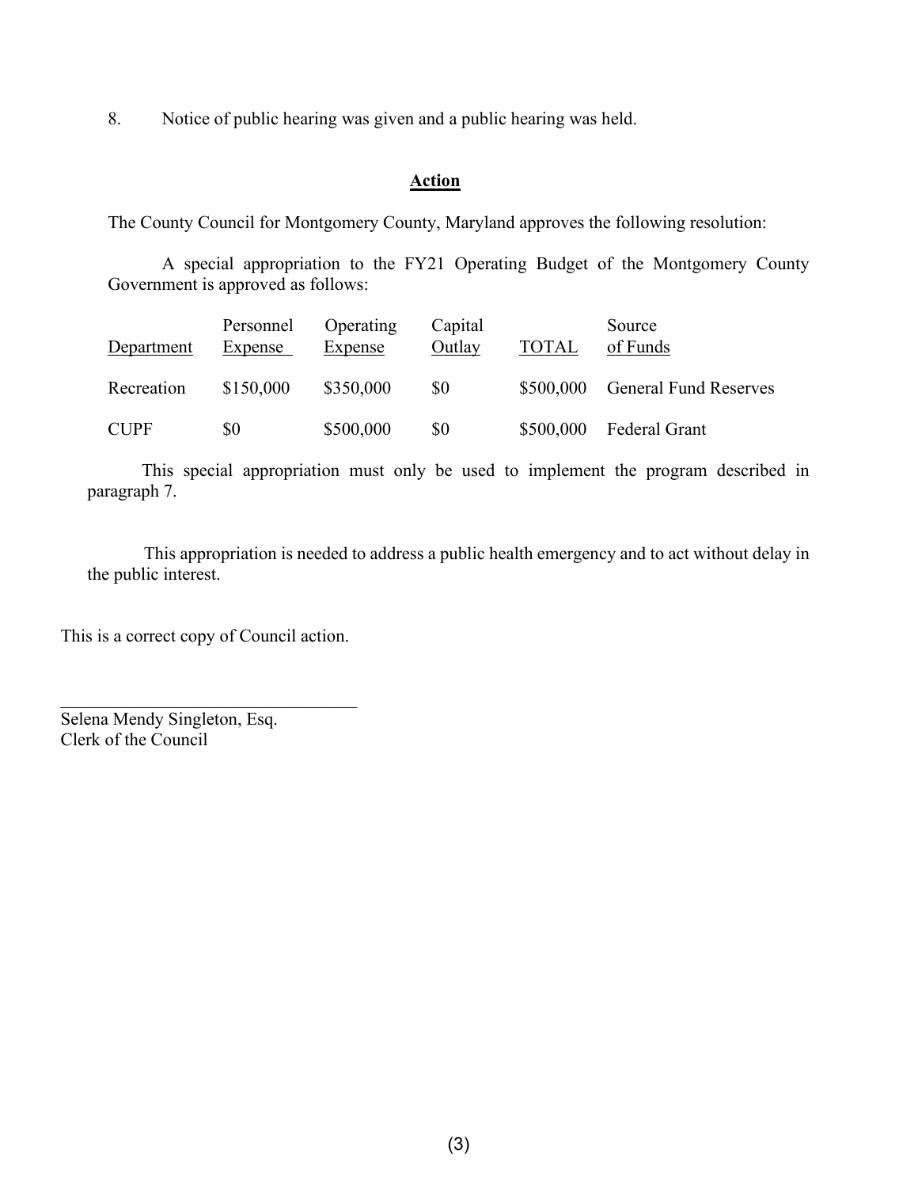8. Notice of public hearing was given and a public hearing was held.

## Action

The County Council for Montgomery County, Maryland approves the following resolution:

A special appropriation to the FY21 Operating Budget of the Montgomery County Government is approved as follows:

| Department | Personnel Expense | Operating Expense | Capital Outlay | TOTAL | Source of Funds |
|---|---|---|---|---|---|
| Recreation | $150,000 | $350,000 | $0 | $500,000 | General Fund Reserves |
| CUPF | $0 | $500,000 | $0 | $500,000 | Federal Grant |

This special appropriation must only be used to implement the program described in paragraph 7.

This appropriation is needed to address a public health emergency and to act without delay in the public interest.

This is a correct copy of Council action.

\_\_\_\_\_\_\_\_\_\_\_\_\_\_\_\_\_\_\_\_\_\_\_\_\_\_\_\_\_\_\_\_\_\_

Selena Mendy Singleton, Esq.
Clerk of the Council